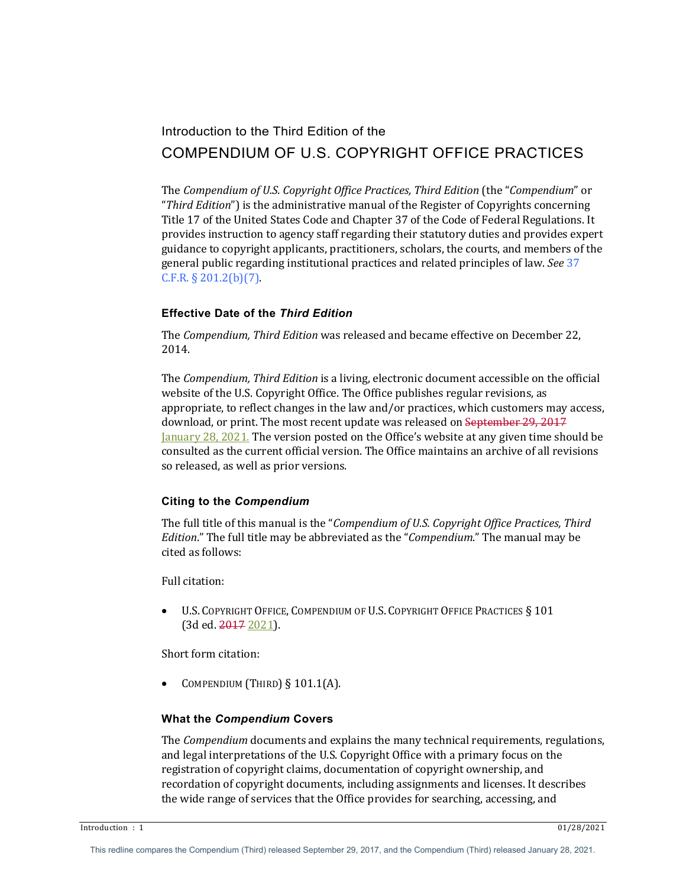Introduction to the Third Edition of the

# COMPENDIUM OF U.S. COPYRIGHT OFFICE PRACTICES

The *Compendium of U.S. Copyright Office Practices, Third Edition* (the "*Compendium*" or "*Third Edition*") is the administrative manual of the Register of Copyrights concerning Title 17 of the United States Code and Chapter 37 of the Code of Federal Regulations. It provides instruction to agency staff regarding their statutory duties and provides expert guidance to copyright applicants, practitioners, scholars, the courts, and members of the general public regarding institutional practices and related principles of law. *See* 37 C.F.R. § 201.2(b)(7).

### Effective Date of the *Third Edition*

The *Compendium, Third Edition* was released and became effective on December 22, 2014.

The *Compendium, Third Edition* is a living, electronic document accessible on the official website of the U.S. Copyright Office. The Office publishes regular revisions, as appropriate, to reflect changes in the law and/or practices, which customers may access, download, or print. The most recent update was released on ~~September 29, 2017~~ January 28, 2021. The version posted on the Office's website at any given time should be consulted as the current official version. The Office maintains an archive of all revisions so released, as well as prior versions.

### Citing to the *Compendium*

The full title of this manual is the "*Compendium of U.S. Copyright Office Practices, Third Edition*." The full title may be abbreviated as the "*Compendium*." The manual may be cited as follows:

Full citation:

- U.S. COPYRIGHT OFFICE, COMPENDIUM OF U.S. COPYRIGHT OFFICE PRACTICES § 101 (3d ed. ~~2017~~ 2021).

Short form citation:

- COMPENDIUM (THIRD) § 101.1(A).

### What the *Compendium* Covers

The *Compendium* documents and explains the many technical requirements, regulations, and legal interpretations of the U.S. Copyright Office with a primary focus on the registration of copyright claims, documentation of copyright ownership, and recordation of copyright documents, including assignments and licenses. It describes the wide range of services that the Office provides for searching, accessing, and

This redline compares the Compendium (Third) released September 29, 2017, and the Compendium (Third) released January 28, 2021.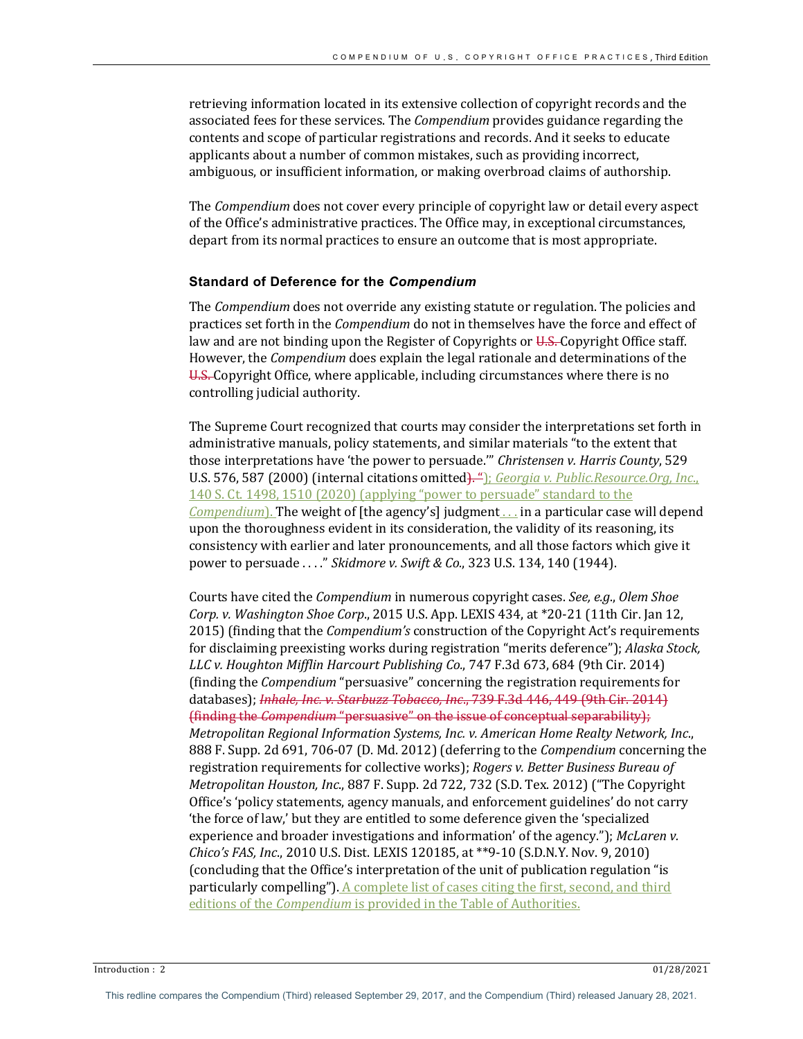retrieving information located in its extensive collection of copyright records and the associated fees for these services. The *Compendium* provides guidance regarding the contents and scope of particular registrations and records. And it seeks to educate applicants about a number of common mistakes, such as providing incorrect, ambiguous, or insufficient information, or making overbroad claims of authorship.

The *Compendium* does not cover every principle of copyright law or detail every aspect of the Office's administrative practices. The Office may, in exceptional circumstances, depart from its normal practices to ensure an outcome that is most appropriate.

### Standard of Deference for the *Compendium*

The *Compendium* does not override any existing statute or regulation. The policies and practices set forth in the *Compendium* do not in themselves have the force and effect of law and are not binding upon the Register of Copyrights or ~~U.S.~~ Copyright Office staff. However, the *Compendium* does explain the legal rationale and determinations of the ~~U.S.~~ Copyright Office, where applicable, including circumstances where there is no controlling judicial authority.

The Supreme Court recognized that courts may consider the interpretations set forth in administrative manuals, policy statements, and similar materials "to the extent that those interpretations have 'the power to persuade.'" *Christensen v. Harris County*, 529 U.S. 576, 587 (2000) (internal citations omitted~~). "~~); *Georgia v. Public.Resource.Org, Inc.*, 140 S. Ct. 1498, 1510 (2020) (applying "power to persuade" standard to the *Compendium*). The weight of [the agency's] judgment . . . in a particular case will depend upon the thoroughness evident in its consideration, the validity of its reasoning, its consistency with earlier and later pronouncements, and all those factors which give it power to persuade . . . ." *Skidmore v. Swift & Co.*, 323 U.S. 134, 140 (1944).

Courts have cited the *Compendium* in numerous copyright cases. *See, e.g.*, *Olem Shoe Corp. v. Washington Shoe Corp.*, 2015 U.S. App. LEXIS 434, at *20-21 (11th Cir. Jan 12, 2015) (finding that the *Compendium's* construction of the Copyright Act's requirements for disclaiming preexisting works during registration "merits deference"); *Alaska Stock, LLC v. Houghton Mifflin Harcourt Publishing Co.*, 747 F.3d 673, 684 (9th Cir. 2014) (finding the *Compendium* "persuasive" concerning the registration requirements for databases); ~~*Inhale, Inc. v. Starbuzz Tobacco, Inc.*, 739 F.3d 446, 449 (9th Cir. 2014) (finding the *Compendium* "persuasive" on the issue of conceptual separability);~~ *Metropolitan Regional Information Systems, Inc. v. American Home Realty Network, Inc.*, 888 F. Supp. 2d 691, 706-07 (D. Md. 2012) (deferring to the *Compendium* concerning the registration requirements for collective works); *Rogers v. Better Business Bureau of Metropolitan Houston, Inc.*, 887 F. Supp. 2d 722, 732 (S.D. Tex. 2012) ("The Copyright Office's 'policy statements, agency manuals, and enforcement guidelines' do not carry 'the force of law,' but they are entitled to some deference given the 'specialized experience and broader investigations and information' of the agency."); *McLaren v. Chico's FAS, Inc.*, 2010 U.S. Dist. LEXIS 120185, at **9-10 (S.D.N.Y. Nov. 9, 2010) (concluding that the Office's interpretation of the unit of publication regulation "is particularly compelling"). A complete list of cases citing the first, second, and third editions of the *Compendium* is provided in the Table of Authorities.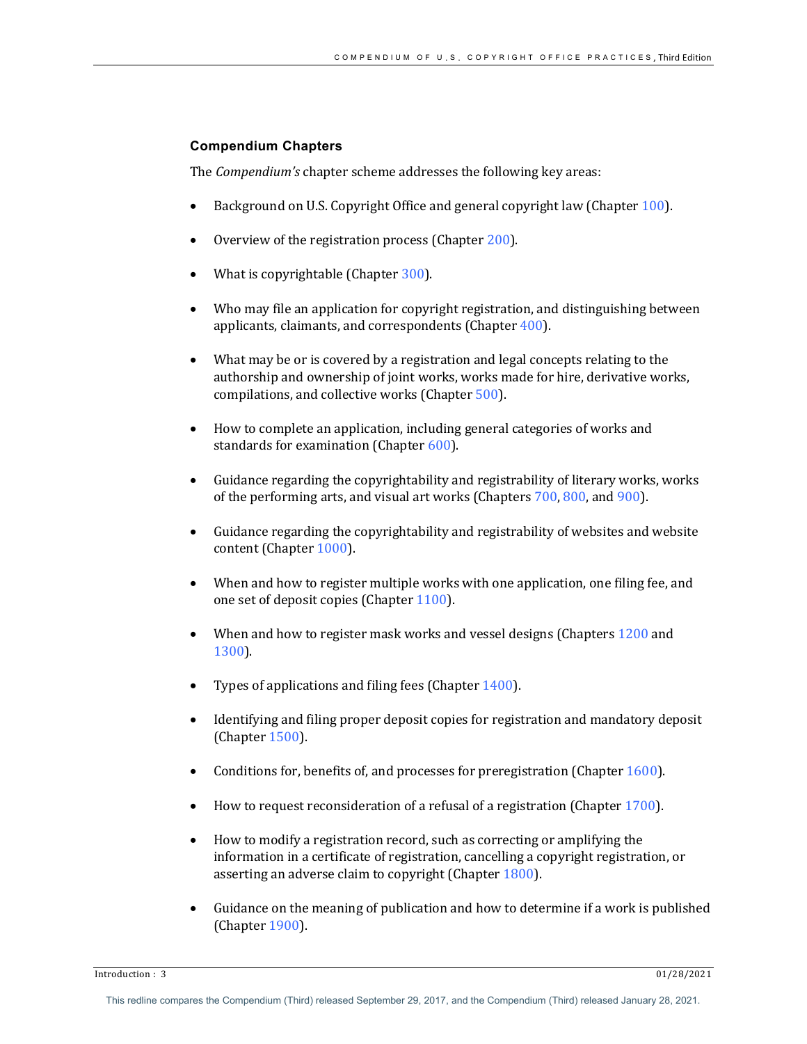### Compendium Chapters

The *Compendium's* chapter scheme addresses the following key areas:

- Background on U.S. Copyright Office and general copyright law (Chapter 100).
- Overview of the registration process (Chapter 200).
- What is copyrightable (Chapter 300).
- Who may file an application for copyright registration, and distinguishing between applicants, claimants, and correspondents (Chapter 400).
- What may be or is covered by a registration and legal concepts relating to the authorship and ownership of joint works, works made for hire, derivative works, compilations, and collective works (Chapter 500).
- How to complete an application, including general categories of works and standards for examination (Chapter 600).
- Guidance regarding the copyrightability and registrability of literary works, works of the performing arts, and visual art works (Chapters 700, 800, and 900).
- Guidance regarding the copyrightability and registrability of websites and website content (Chapter 1000).
- When and how to register multiple works with one application, one filing fee, and one set of deposit copies (Chapter 1100).
- When and how to register mask works and vessel designs (Chapters 1200 and 1300).
- Types of applications and filing fees (Chapter 1400).
- Identifying and filing proper deposit copies for registration and mandatory deposit (Chapter 1500).
- Conditions for, benefits of, and processes for preregistration (Chapter 1600).
- How to request reconsideration of a refusal of a registration (Chapter 1700).
- How to modify a registration record, such as correcting or amplifying the information in a certificate of registration, cancelling a copyright registration, or asserting an adverse claim to copyright (Chapter 1800).
- Guidance on the meaning of publication and how to determine if a work is published (Chapter 1900).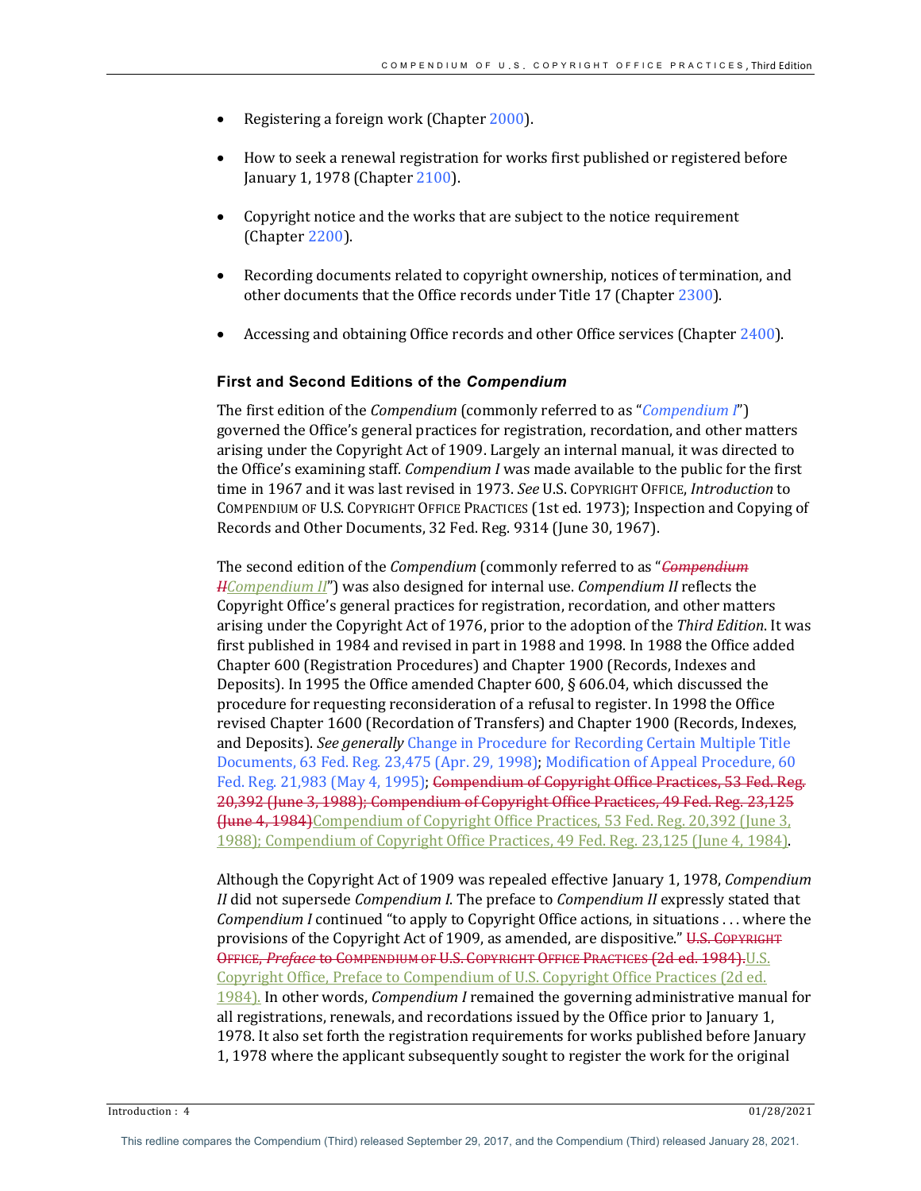- Registering a foreign work (Chapter 2000).

- How to seek a renewal registration for works first published or registered before January 1, 1978 (Chapter 2100).

- Copyright notice and the works that are subject to the notice requirement (Chapter 2200).

- Recording documents related to copyright ownership, notices of termination, and other documents that the Office records under Title 17 (Chapter 2300).

- Accessing and obtaining Office records and other Office services (Chapter 2400).

### First and Second Editions of the *Compendium*

The first edition of the *Compendium* (commonly referred to as "*Compendium I*") governed the Office's general practices for registration, recordation, and other matters arising under the Copyright Act of 1909. Largely an internal manual, it was directed to the Office's examining staff. *Compendium I* was made available to the public for the first time in 1967 and it was last revised in 1973. *See* U.S. COPYRIGHT OFFICE, *Introduction* to COMPENDIUM OF U.S. COPYRIGHT OFFICE PRACTICES (1st ed. 1973); Inspection and Copying of Records and Other Documents, 32 Fed. Reg. 9314 (June 30, 1967).

The second edition of the *Compendium* (commonly referred to as "~~*Compendium II*~~*Compendium II*") was also designed for internal use. *Compendium II* reflects the Copyright Office's general practices for registration, recordation, and other matters arising under the Copyright Act of 1976, prior to the adoption of the *Third Edition*. It was first published in 1984 and revised in part in 1988 and 1998. In 1988 the Office added Chapter 600 (Registration Procedures) and Chapter 1900 (Records, Indexes and Deposits). In 1995 the Office amended Chapter 600, § 606.04, which discussed the procedure for requesting reconsideration of a refusal to register. In 1998 the Office revised Chapter 1600 (Recordation of Transfers) and Chapter 1900 (Records, Indexes, and Deposits). *See generally* Change in Procedure for Recording Certain Multiple Title Documents, 63 Fed. Reg. 23,475 (Apr. 29, 1998); Modification of Appeal Procedure, 60 Fed. Reg. 21,983 (May 4, 1995); ~~Compendium of Copyright Office Practices, 53 Fed. Reg. 20,392 (June 3, 1988); Compendium of Copyright Office Practices, 49 Fed. Reg. 23,125 (June 4, 1984)~~Compendium of Copyright Office Practices, 53 Fed. Reg. 20,392 (June 3, 1988); Compendium of Copyright Office Practices, 49 Fed. Reg. 23,125 (June 4, 1984).

Although the Copyright Act of 1909 was repealed effective January 1, 1978, *Compendium II* did not supersede *Compendium I*. The preface to *Compendium II* expressly stated that *Compendium I* continued "to apply to Copyright Office actions, in situations . . . where the provisions of the Copyright Act of 1909, as amended, are dispositive." ~~U.S. COPYRIGHT OFFICE, *Preface* to COMPENDIUM OF U.S. COPYRIGHT OFFICE PRACTICES (2d ed. 1984).~~U.S. Copyright Office, Preface to Compendium of U.S. Copyright Office Practices (2d ed. 1984). In other words, *Compendium I* remained the governing administrative manual for all registrations, renewals, and recordations issued by the Office prior to January 1, 1978. It also set forth the registration requirements for works published before January 1, 1978 where the applicant subsequently sought to register the work for the original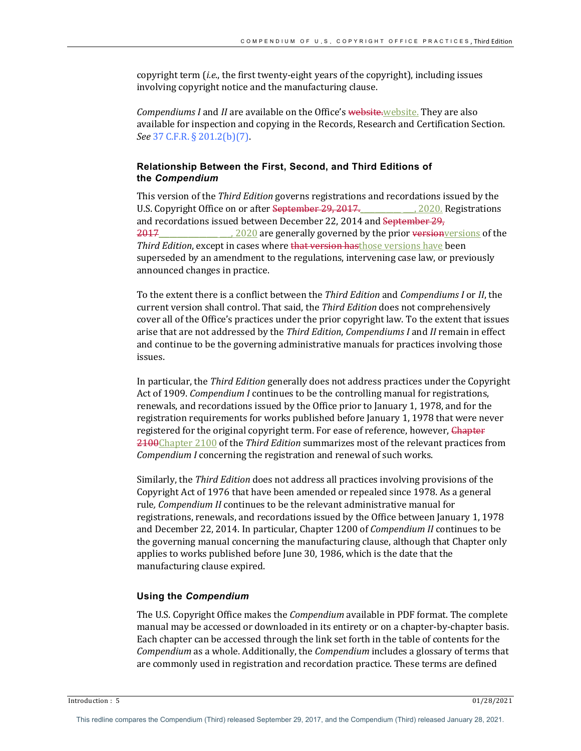copyright term (*i.e.*, the first twenty-eight years of the copyright), including issues involving copyright notice and the manufacturing clause.

*Compendiums I* and *II* are available on the Office's ~~website.~~website. They are also available for inspection and copying in the Records, Research and Certification Section. *See* 37 C.F.R. § 201.2(b)(7).

### Relationship Between the First, Second, and Third Editions of the *Compendium*

This version of the *Third Edition* governs registrations and recordations issued by the U.S. Copyright Office on or after ~~September 29, 2017.~~___________ ___, 2020. Registrations and recordations issued between December 22, 2014 and ~~September 29, 2017~~_______________ ___, 2020 are generally governed by the prior ~~version~~versions of the *Third Edition*, except in cases where ~~that version has~~those versions have been superseded by an amendment to the regulations, intervening case law, or previously announced changes in practice.

To the extent there is a conflict between the *Third Edition* and *Compendiums I* or *II*, the current version shall control. That said, the *Third Edition* does not comprehensively cover all of the Office's practices under the prior copyright law. To the extent that issues arise that are not addressed by the *Third Edition*, *Compendiums I* and *II* remain in effect and continue to be the governing administrative manuals for practices involving those issues.

In particular, the *Third Edition* generally does not address practices under the Copyright Act of 1909. *Compendium I* continues to be the controlling manual for registrations, renewals, and recordations issued by the Office prior to January 1, 1978, and for the registration requirements for works published before January 1, 1978 that were never registered for the original copyright term. For ease of reference, however, ~~Chapter 2100~~Chapter 2100 of the *Third Edition* summarizes most of the relevant practices from *Compendium I* concerning the registration and renewal of such works.

Similarly, the *Third Edition* does not address all practices involving provisions of the Copyright Act of 1976 that have been amended or repealed since 1978. As a general rule*, Compendium II* continues to be the relevant administrative manual for registrations, renewals, and recordations issued by the Office between January 1, 1978 and December 22, 2014. In particular, Chapter 1200 of *Compendium II* continues to be the governing manual concerning the manufacturing clause, although that Chapter only applies to works published before June 30, 1986, which is the date that the manufacturing clause expired.

### Using the *Compendium*

The U.S. Copyright Office makes the *Compendium* available in PDF format. The complete manual may be accessed or downloaded in its entirety or on a chapter-by-chapter basis. Each chapter can be accessed through the link set forth in the table of contents for the *Compendium* as a whole. Additionally, the *Compendium* includes a glossary of terms that are commonly used in registration and recordation practice. These terms are defined

This redline compares the Compendium (Third) released September 29, 2017, and the Compendium (Third) released January 28, 2021.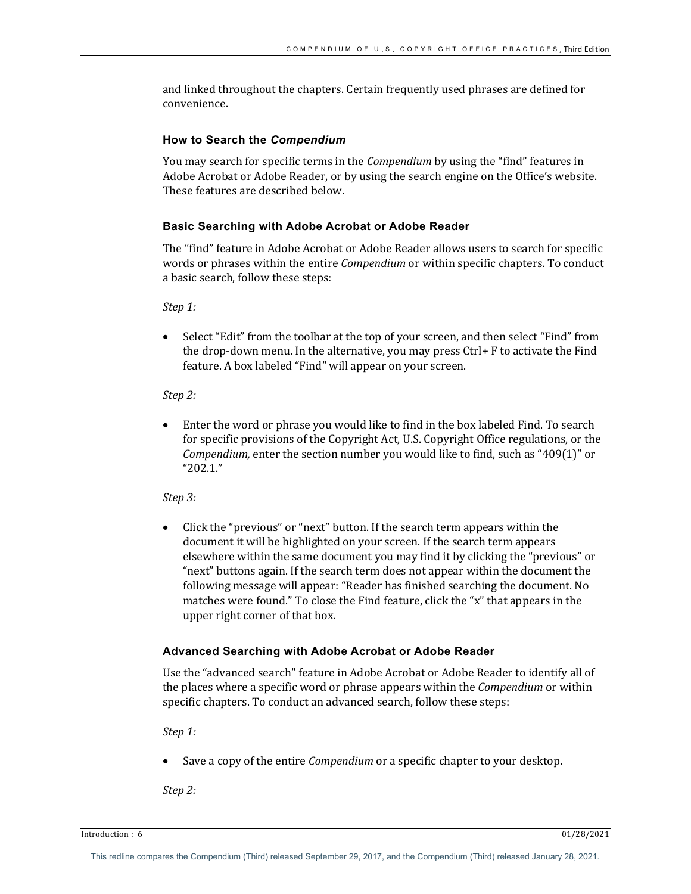and linked throughout the chapters. Certain frequently used phrases are defined for convenience.

### How to Search the *Compendium*

You may search for specific terms in the *Compendium* by using the "find" features in Adobe Acrobat or Adobe Reader, or by using the search engine on the Office's website. These features are described below.

#### Basic Searching with Adobe Acrobat or Adobe Reader

The "find" feature in Adobe Acrobat or Adobe Reader allows users to search for specific words or phrases within the entire *Compendium* or within specific chapters. To conduct a basic search, follow these steps:

*Step 1:*

- Select "Edit" from the toolbar at the top of your screen, and then select "Find" from the drop-down menu. In the alternative, you may press Ctrl+ F to activate the Find feature. A box labeled "Find" will appear on your screen.

*Step 2:*

- Enter the word or phrase you would like to find in the box labeled Find. To search for specific provisions of the Copyright Act, U.S. Copyright Office regulations, or the *Compendium,* enter the section number you would like to find, such as "409(1)" or "202.1."

*Step 3:*

- Click the "previous" or "next" button. If the search term appears within the document it will be highlighted on your screen. If the search term appears elsewhere within the same document you may find it by clicking the "previous" or "next" buttons again. If the search term does not appear within the document the following message will appear: "Reader has finished searching the document. No matches were found." To close the Find feature, click the "x" that appears in the upper right corner of that box.

#### Advanced Searching with Adobe Acrobat or Adobe Reader

Use the "advanced search" feature in Adobe Acrobat or Adobe Reader to identify all of the places where a specific word or phrase appears within the *Compendium* or within specific chapters. To conduct an advanced search, follow these steps:

*Step 1:*

- Save a copy of the entire *Compendium* or a specific chapter to your desktop.

*Step 2:*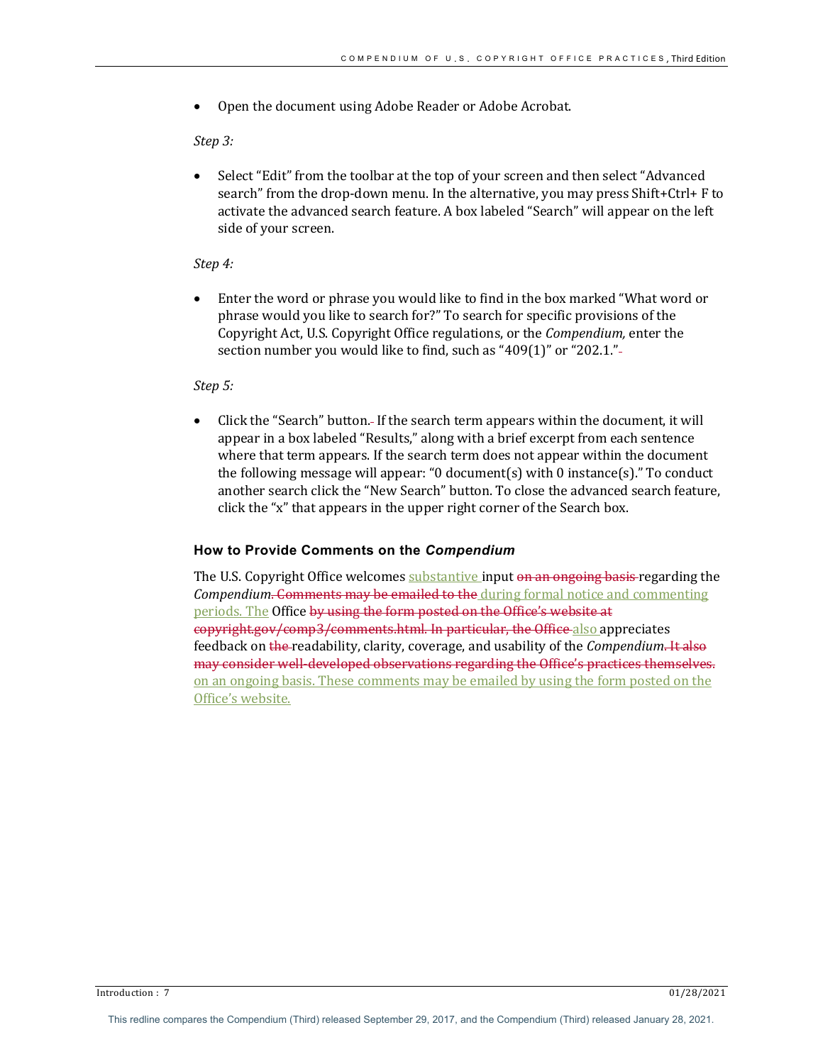- Open the document using Adobe Reader or Adobe Acrobat.

*Step 3:*

- Select "Edit" from the toolbar at the top of your screen and then select "Advanced search" from the drop-down menu. In the alternative, you may press Shift+Ctrl+ F to activate the advanced search feature. A box labeled "Search" will appear on the left side of your screen.

*Step 4:*

- Enter the word or phrase you would like to find in the box marked "What word or phrase would you like to search for?" To search for specific provisions of the Copyright Act, U.S. Copyright Office regulations, or the *Compendium,* enter the section number you would like to find, such as "409(1)" or "202.1."

*Step 5:*

- Click the "Search" button. If the search term appears within the document, it will appear in a box labeled "Results," along with a brief excerpt from each sentence where that term appears. If the search term does not appear within the document the following message will appear: "0 document(s) with 0 instance(s)." To conduct another search click the "New Search" button. To close the advanced search feature, click the "x" that appears in the upper right corner of the Search box.

### How to Provide Comments on the *Compendium*

The U.S. Copyright Office welcomes <u>substantive</u> input ~~on an ongoing basis~~ regarding the *Compendium*~~. Comments may be emailed to the~~ <u>during formal notice and commenting periods. The</u> Office ~~by using the form posted on the Office's website at copyright.gov/comp3/comments.html. In particular, the Office~~ <u>also</u> appreciates feedback on ~~the~~ readability, clarity, coverage, and usability of the *Compendium*~~. It also may consider well-developed observations regarding the Office's practices themselves.~~ <u>on an ongoing basis. These comments may be emailed by using the form posted on the Office's website.</u>